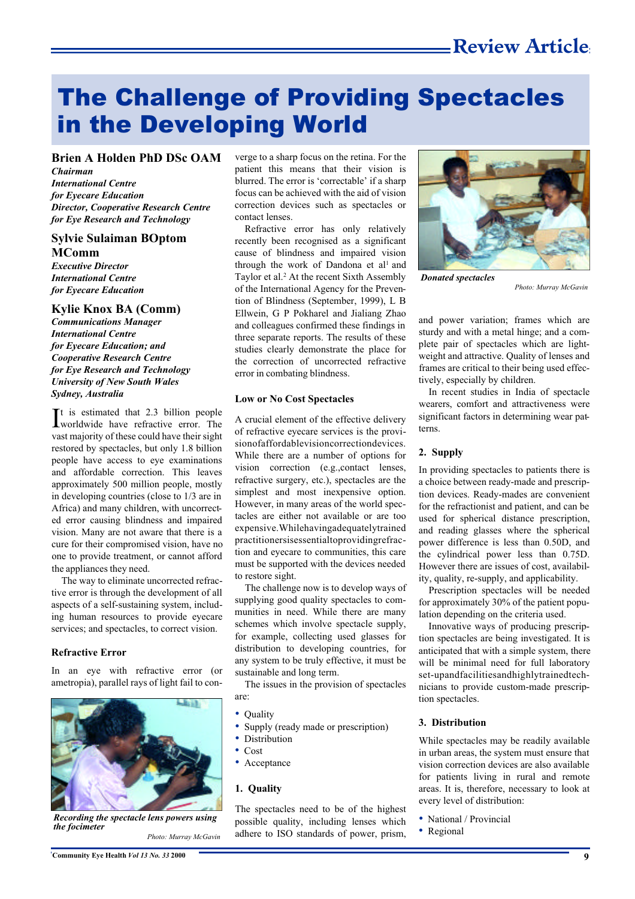Review Article

# The Challenge of Providing Spectacles in the Developing World

### Brien A Holden PhD DSc OAM

*Chairman*
*International Centre for Eyecare Education*
*Director, Cooperative Research Centre for Eye Research and Technology*

### Sylvie Sulaiman BOptom MComm

*Executive Director*
*International Centre for Eyecare Education*

### Kylie Knox BA (Comm)

*Communications Manager*
*International Centre for Eyecare Education; and Cooperative Research Centre for Eye Research and Technology*
*University of New South Wales*
*Sydney, Australia*

It is estimated that 2.3 billion people worldwide have refractive error. The vast majority of these could have their sight restored by spectacles, but only 1.8 billion people have access to eye examinations and affordable correction. This leaves approximately 500 million people, mostly in developing countries (close to 1/3 are in Africa) and many children, with uncorrected error causing blindness and impaired vision. Many are not aware that there is a cure for their compromised vision, have no one to provide treatment, or cannot afford the appliances they need.

The way to eliminate uncorrected refractive error is through the development of all aspects of a self-sustaining system, including human resources to provide eyecare services; and spectacles, to correct vision.

### Refractive Error

In an eye with refractive error (or ametropia), parallel rays of light fail to converge to a sharp focus on the retina. For the patient this means that their vision is blurred. The error is 'correctable' if a sharp focus can be achieved with the aid of vision correction devices such as spectacles or contact lenses.

*Recording the spectacle lens powers using the focimeter*
Photo: Murray McGavin

Refractive error has only relatively recently been recognised as a significant cause of blindness and impaired vision through the work of Dandona et al[1] and Taylor et al.[2] At the recent Sixth Assembly of the International Agency for the Prevention of Blindness (September, 1999), L B Ellwein, G P Pokharel and Jialiang Zhao and colleagues confirmed these findings in three separate reports. The results of these studies clearly demonstrate the place for the correction of uncorrected refractive error in combating blindness.

### Low or No Cost Spectacles

A crucial element of the effective delivery of refractive eyecare services is the provision of affordable vision correction devices. While there are a number of options for vision correction (e.g.,contact lenses, refractive surgery, etc.), spectacles are the simplest and most inexpensive option. However, in many areas of the world spectacles are either not available or are too expensive. While having adequately trained practitioners is essential to providing refraction and eyecare to communities, this care must be supported with the devices needed to restore sight.

The challenge now is to develop ways of supplying good quality spectacles to communities in need. While there are many schemes which involve spectacle supply, for example, collecting used glasses for distribution to developing countries, for any system to be truly effective, it must be sustainable and long term.

The issues in the provision of spectacles are:

- Quality
- Supply (ready made or prescription)
- Distribution
- Cost
- Acceptance

### 1. Quality

The spectacles need to be of the highest possible quality, including lenses which adhere to ISO standards of power, prism, and power variation; frames which are sturdy and with a metal hinge; and a complete pair of spectacles which are lightweight and attractive. Quality of lenses and frames are critical to their being used effectively, especially by children.

*Donated spectacles*
Photo: Murray McGavin

In recent studies in India of spectacle wearers, comfort and attractiveness were significant factors in determining wear patterns.

### 2. Supply

In providing spectacles to patients there is a choice between ready-made and prescription devices. Ready-mades are convenient for the refractionist and patient, and can be used for spherical distance prescription, and reading glasses where the spherical power difference is less than 0.50D, and the cylindrical power less than 0.75D. However there are issues of cost, availability, quality, re-supply, and applicability.

Prescription spectacles will be needed for approximately 30% of the patient population depending on the criteria used.

Innovative ways of producing prescription spectacles are being investigated. It is anticipated that with a simple system, there will be minimal need for full laboratory set-up and facilities and highly trained technicians to provide custom-made prescription spectacles.

### 3. Distribution

While spectacles may be readily available in urban areas, the system must ensure that vision correction devices are also available for patients living in rural and remote areas. It is, therefore, necessary to look at every level of distribution:

- National / Provincial
- Regional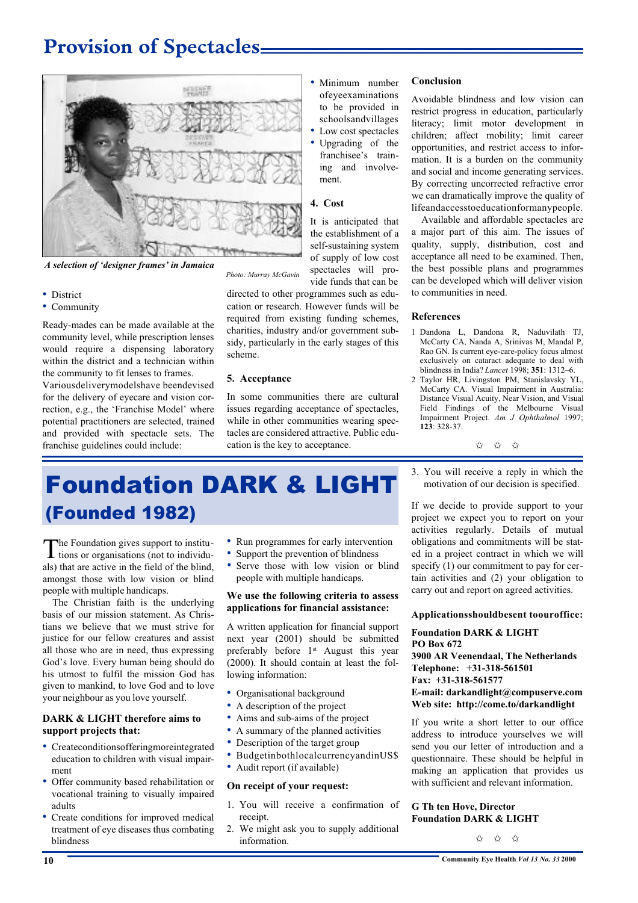# Provision of Spectacles

*A selection of 'designer frames' in Jamaica*

*Photo: Murray McGavin*

- District
- Community

Ready-mades can be made available at the community level, while prescription lenses would require a dispensing laboratory within the district and a technician within the community to fit lenses to frames.

Various delivery models have been devised for the delivery of eyecare and vision correction, e.g., the 'Franchise Model' where potential practitioners are selected, trained and provided with spectacle sets. The franchise guidelines could include:

- Minimum number of eye examinations to be provided in schools and villages
- Low cost spectacles
- Upgrading of the franchisee's training and involvement.

## 4. Cost

It is anticipated that the establishment of a self-sustaining system of supply of low cost spectacles will provide funds that can be directed to other programmes such as education or research. However funds will be required from existing funding schemes, charities, industry and/or government subsidy, particularly in the early stages of this scheme.

## 5. Acceptance

In some communities there are cultural issues regarding acceptance of spectacles, while in other communities wearing spectacles are considered attractive. Public education is the key to acceptance.

## Conclusion

Avoidable blindness and low vision can restrict progress in education, particularly literacy; limit motor development in children; affect mobility; limit career opportunities, and restrict access to information. It is a burden on the community and social and income generating services. By correcting uncorrected refractive error we can dramatically improve the quality of life and access to education for many people.

Available and affordable spectacles are a major part of this aim. The issues of quality, supply, distribution, cost and acceptance all need to be examined. Then, the best possible plans and programmes can be developed which will deliver vision to communities in need.

## References

1. Dandona L, Dandona R, Naduvilath TJ, McCarty CA, Nanda A, Srinivas M, Mandal P, Rao GN. Is current eye-care-policy focus almost exclusively on cataract adequate to deal with blindness in India? *Lancet* 1998; **351**: 1312–6.
2. Taylor HR, Livingston PM, Stanislavsky YL, McCarty CA. Visual Impairment in Australia: Distance Visual Acuity, Near Vision, and Visual Field Findings of the Melbourne Visual Impairment Project. *Am J Ophthalmol* 1997; **123**: 328-37.

☆ ☆ ☆

# Foundation DARK & LIGHT (Founded 1982)

The Foundation gives support to institutions or organisations (not to individuals) that are active in the field of the blind, amongst those with low vision or blind people with multiple handicaps.

The Christian faith is the underlying basis of our mission statement. As Christians we believe that we must strive for justice for our fellow creatures and assist all those who are in need, thus expressing God's love. Every human being should do his utmost to fulfil the mission God has given to mankind, to love God and to love your neighbour as you love yourself.

### DARK & LIGHT therefore aims to support projects that:

- Create conditions offering more integrated education to children with visual impairment
- Offer community based rehabilitation or vocational training to visually impaired adults
- Create conditions for improved medical treatment of eye diseases thus combating blindness
- Run programmes for early intervention
- Support the prevention of blindness
- Serve those with low vision or blind people with multiple handicaps.

### We use the following criteria to assess applications for financial assistance:

A written application for financial support next year (2001) should be submitted preferably before 1st August this year (2000). It should contain at least the following information:

- Organisational background
- A description of the project
- Aims and sub-aims of the project
- A summary of the planned activities
- Description of the target group
- Budget in both local currency and in US$
- Audit report (if available)

### On receipt of your request:

1. You will receive a confirmation of receipt.
2. We might ask you to supply additional information.
3. You will receive a reply in which the motivation of our decision is specified.

If we decide to provide support to your project we expect you to report on your activities regularly. Details of mutual obligations and commitments will be stated in a project contract in which we will specify (1) our commitment to pay for certain activities and (2) your obligation to carry out and report on agreed activities.

**Applications should be sent to our office:**

**Foundation DARK & LIGHT**
**PO Box 672**
**3900 AR Veenendaal, The Netherlands**
**Telephone: +31-318-561501**
**Fax: +31-318-561577**
**E-mail: darkandlight@compuserve.com**
**Web site: http://come.to/darkandlight**

If you write a short letter to our office address to introduce yourselves we will send you our letter of introduction and a questionnaire. These should be helpful in making an application that provides us with sufficient and relevant information.

**G Th ten Hove, Director**
**Foundation DARK & LIGHT**

☆ ☆ ☆